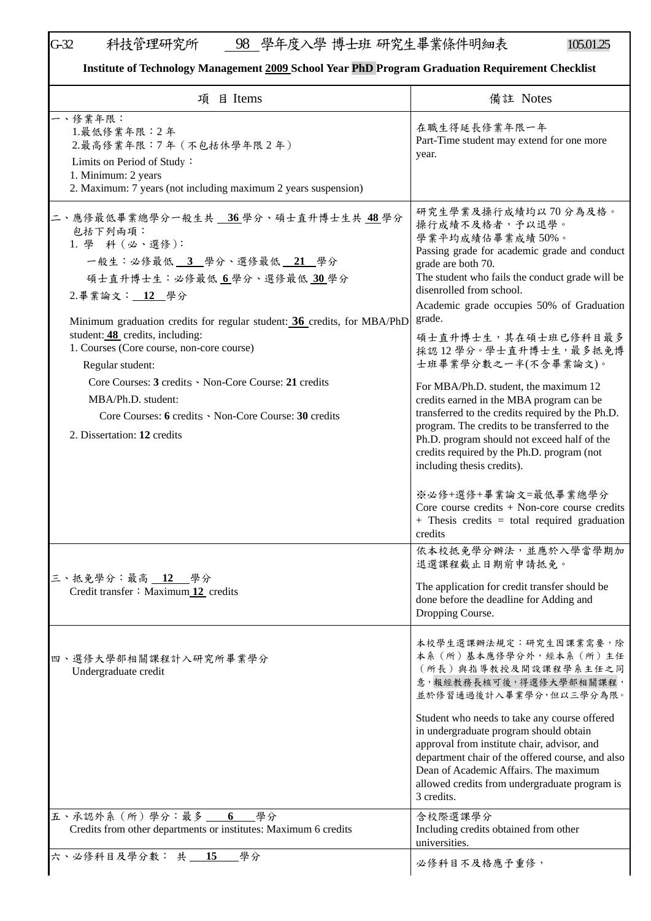G-32 科技管理研究所 98 學年度入學 博士班 研究生畢業條件明細表 105.01.25

**Institute of Technology Management 2009 School Year PhD Program Graduation Requirement Checklist**

| 項 目 Items | 備註 Notes |
|---|---|
| 一、修業年限：<br>1.最低修業年限：2 年<br>2.最高修業年限：7 年（不包括休學年限 2 年）<br>Limits on Period of Study：<br>1. Minimum: 2 years<br>2. Maximum: 7 years (not including maximum 2 years suspension) | 在職生得延長修業年限一年<br>Part-Time student may extend for one more year. |
| 二、應修最低畢業總學分一般生共 **36** 學分、碩士直升博士生共 **48** 學分包括下列兩項：<br>1. 學 科（必、選修）：<br>一般生：必修最低 **3** 學分、選修最低 **21** 學分<br>碩士直升博士生：必修最低 **6** 學分、選修最低 **30** 學分<br>2.畢業論文： **12** 學分<br><br>Minimum graduation credits for regular student: **36** credits, for MBA/PhD student: **48** credits, including:<br>1. Courses (Core course, non-core course)<br>Regular student:<br>Core Courses: **3** credits、Non-Core Course: **21** credits<br>MBA/Ph.D. student:<br>Core Courses: **6** credits、Non-Core Course: **30** credits<br>2. Dissertation: **12** credits | 研究生學業及操行成績均以 70 分為及格。操行成績不及格者，予以退學。<br>學業平均成績佔畢業成績 50%。<br>Passing grade for academic grade and conduct grade are both 70.<br>The student who fails the conduct grade will be disenrolled from school.<br>Academic grade occupies 50% of Graduation grade.<br>碩士直升博士生，其在碩士班已修科目最多採認 12 學分。學士直升博士生，最多抵免博士班畢業學分數之一半(不含畢業論文)。<br>For MBA/Ph.D. student, the maximum 12 credits earned in the MBA program can be transferred to the credits required by the Ph.D. program. The credits to be transferred to the Ph.D. program should not exceed half of the credits required by the Ph.D. program (not including thesis credits).<br><br>※必修+選修+畢業論文=最低畢業總學分<br>Core course credits + Non-core course credits + Thesis credits = total required graduation credits |
| 三、抵免學分：最高 **12** 學分<br>Credit transfer：Maximum **12** credits | 依本校抵免學分辦法，並應於入學當學期加退選課程截止日期前申請抵免。<br><br>The application for credit transfer should be done before the deadline for Adding and Dropping Course. |
| 四、選修大學部相關課程計入研究所畢業學分<br>Undergraduate credit | 本校學生選課辦法規定：研究生因課業需要，除本系（所）基本應修學分外，經本系（所）主任（所長）與指導教授及開設課程學系主任之同意，報經教務長核可後，得選修大學部相關課程，並於修習通過後計入畢業學分，但以三學分為限。<br><br>Student who needs to take any course offered in undergraduate program should obtain approval from institute chair, advisor, and department chair of the offered course, and also Dean of Academic Affairs. The maximum allowed credits from undergraduate program is 3 credits. |
| 五、承認外系（所）學分：最多 **6** 學分<br>Credits from other departments or institutes: Maximum 6 credits | 含校際選課學分<br>Including credits obtained from other universities. |
| 六、必修科目及學分數： 共 **15** 學分 | 必修科目不及格應予重修， |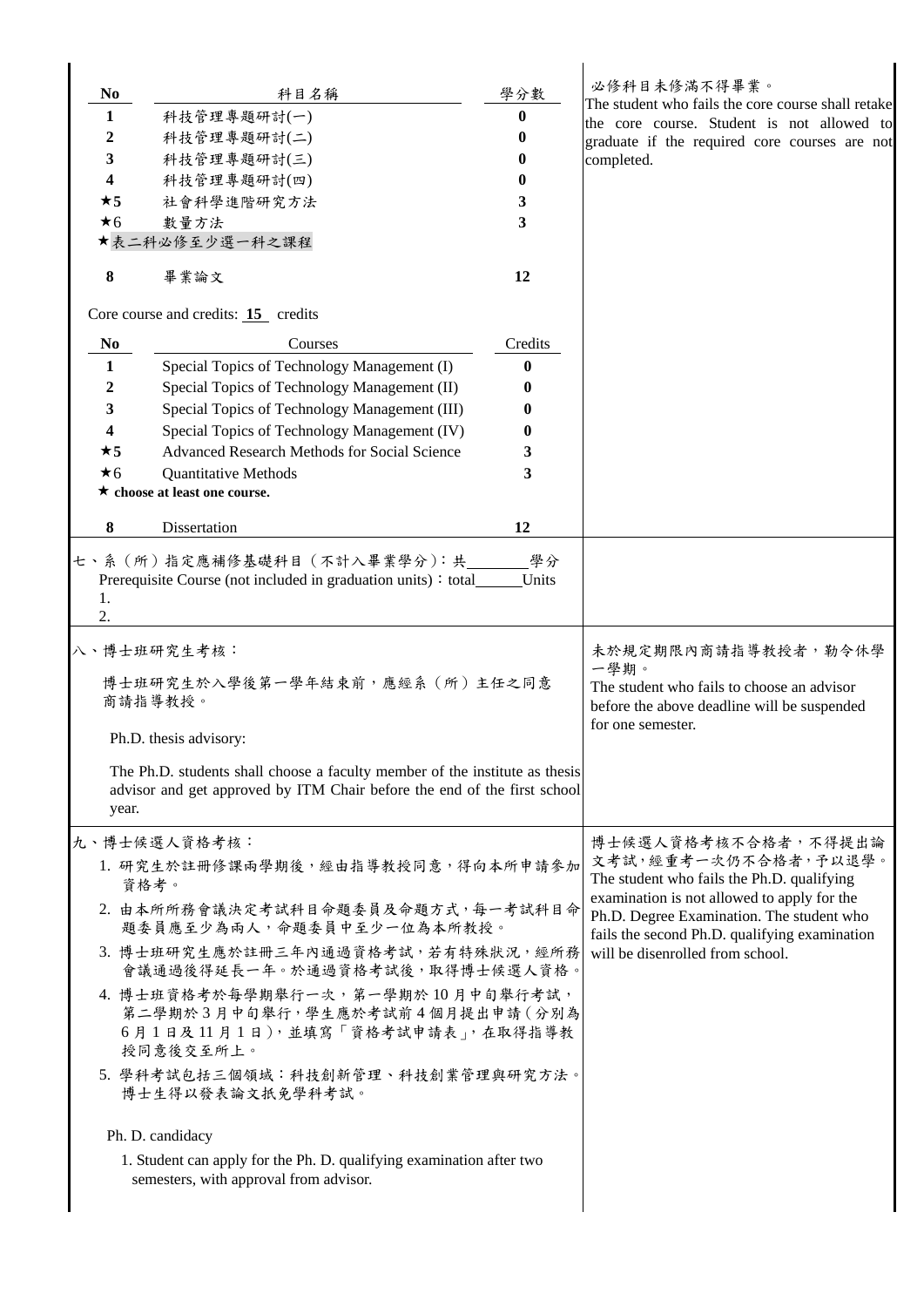| No | 科目名稱 | 學分數 |
|---|---|---|
| 1 | 科技管理專題研討(一) | 0 |
| 2 | 科技管理專題研討(二) | 0 |
| 3 | 科技管理專題研討(三) | 0 |
| 4 | 科技管理專題研討(四) | 0 |
| ★5 | 社會科學進階研究方法 | 3 |
| ★6 | 數量方法 | 3 |

★表二科必修至少選一科之課程

| No | 科目名稱 | 學分數 |
|---|---|---|
| 8 | 畢業論文 | 12 |

Core course and credits: 15 credits

| No | Courses | Credits |
|---|---|---|
| 1 | Special Topics of Technology Management (I) | 0 |
| 2 | Special Topics of Technology Management (II) | 0 |
| 3 | Special Topics of Technology Management (III) | 0 |
| 4 | Special Topics of Technology Management (IV) | 0 |
| ★5 | Advanced Research Methods for Social Science | 3 |
| ★6 | Quantitative Methods | 3 |

★ **choose at least one course.**

| No | Courses | Credits |
|---|---|---|
| 8 | Dissertation | 12 |

必修科目未修滿不得畢業。
The student who fails the core course shall retake the core course. Student is not allowed to graduate if the required core courses are not completed.

七、系（所）指定應補修基礎科目（不計入畢業學分）：共＿＿＿學分
Prerequisite Course (not included in graduation units)：total＿＿＿Units
1.
2.

八、博士班研究生考核：

博士班研究生於入學後第一學年結束前，應經系（所）主任之同意商請指導教授。

Ph.D. thesis advisory:

The Ph.D. students shall choose a faculty member of the institute as thesis advisor and get approved by ITM Chair before the end of the first school year.

未於規定期限內商請指導教授者，勒令休學一學期。
The student who fails to choose an advisor before the above deadline will be suspended for one semester.

九、博士候選人資格考核：

1. 研究生於註冊修課兩學期後，經由指導教授同意，得向本所申請參加資格考。
2. 由本所所務會議決定考試科目命題委員及命題方式，每一考試科目命題委員應至少為兩人，命題委員中至少一位為本所教授。
3. 博士班研究生應於註冊三年內通過資格考試，若有特殊狀況，經所務會議通過後得延長一年。於通過資格考試後，取得博士候選人資格。
4. 博士班資格考於每學期舉行一次，第一學期於10月中旬舉行考試，第二學期於3月中旬舉行，學生應於考試前4個月提出申請（分別為6月1日及11月1日），並填寫「資格考試申請表」，在取得指導教授同意後交至所上。
5. 學科考試包括三個領域：科技創新管理、科技創業管理與研究方法。博士生得以發表論文抵免學科考試。

Ph. D. candidacy

1. Student can apply for the Ph. D. qualifying examination after two semesters, with approval from advisor.

博士候選人資格考核不合格者，不得提出論文考試，經重考一次仍不合格者，予以退學。
The student who fails the Ph.D. qualifying examination is not allowed to apply for the Ph.D. Degree Examination. The student who fails the second Ph.D. qualifying examination will be disenrolled from school.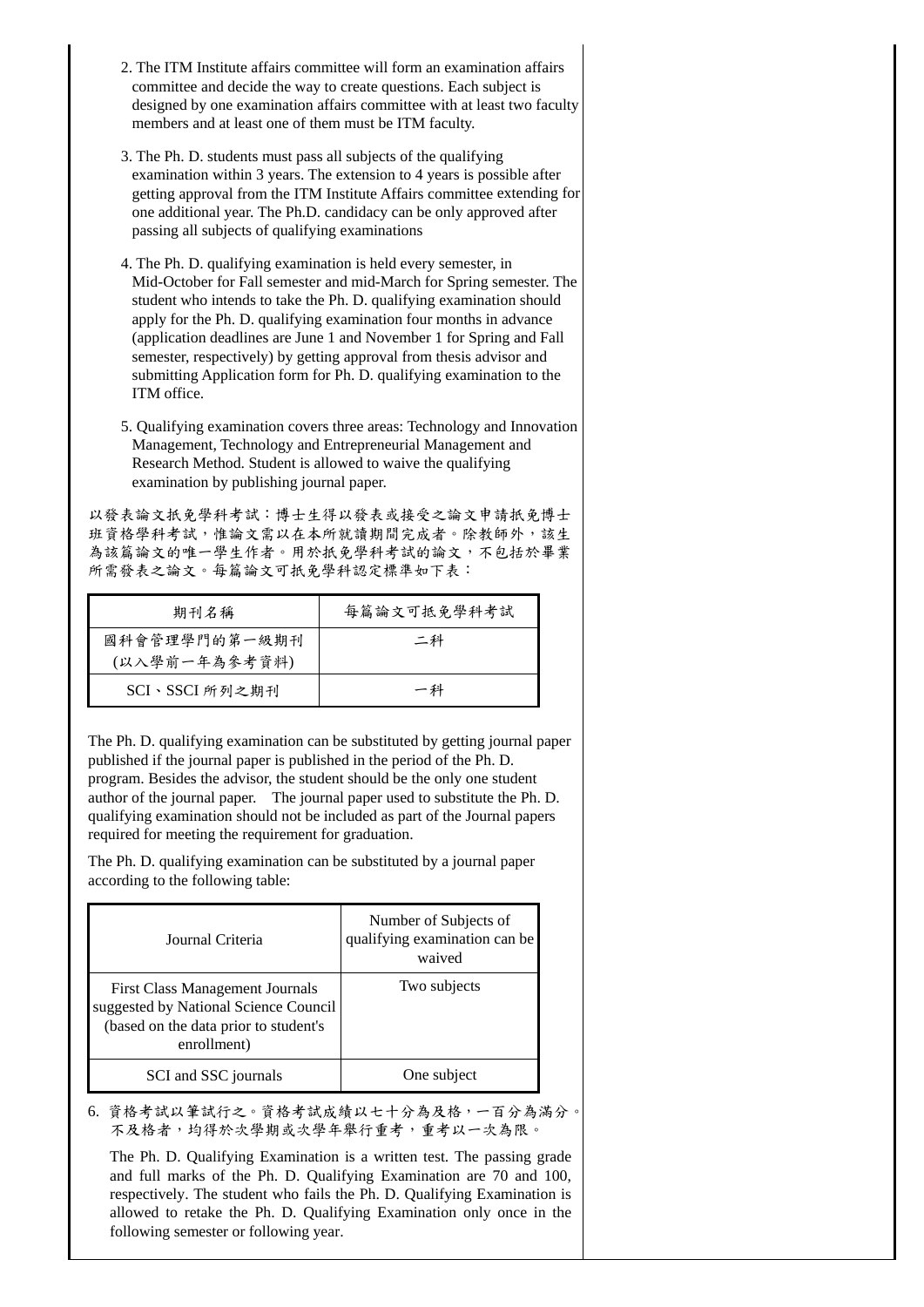2. The ITM Institute affairs committee will form an examination affairs committee and decide the way to create questions. Each subject is designed by one examination affairs committee with at least two faculty members and at least one of them must be ITM faculty.

3. The Ph. D. students must pass all subjects of the qualifying examination within 3 years. The extension to 4 years is possible after getting approval from the ITM Institute Affairs committee extending for one additional year. The Ph.D. candidacy can be only approved after passing all subjects of qualifying examinations

4. The Ph. D. qualifying examination is held every semester, in Mid-October for Fall semester and mid-March for Spring semester. The student who intends to take the Ph. D. qualifying examination should apply for the Ph. D. qualifying examination four months in advance (application deadlines are June 1 and November 1 for Spring and Fall semester, respectively) by getting approval from thesis advisor and submitting Application form for Ph. D. qualifying examination to the ITM office.

5. Qualifying examination covers three areas: Technology and Innovation Management, Technology and Entrepreneurial Management and Research Method. Student is allowed to waive the qualifying examination by publishing journal paper.

以發表論文抵免學科考試：博士生得以發表或接受之論文申請抵免博士班資格學科考試，惟論文需以在本所就讀期間完成者。除教師外，該生為該篇論文的唯一學生作者。用於抵免學科考試的論文，不包括於畢業所需發表之論文。每篇論文可抵免學科認定標準如下表：

| 期刊名稱 | 每篇論文可抵免學科考試 |
|---|---|
| 國科會管理學門的第一級期刊 (以入學前一年為參考資料) | 二科 |
| SCI、SSCI 所列之期刊 | 一科 |

The Ph. D. qualifying examination can be substituted by getting journal paper published if the journal paper is published in the period of the Ph. D. program. Besides the advisor, the student should be the only one student author of the journal paper. The journal paper used to substitute the Ph. D. qualifying examination should not be included as part of the Journal papers required for meeting the requirement for graduation.

The Ph. D. qualifying examination can be substituted by a journal paper according to the following table:

| Journal Criteria | Number of Subjects of qualifying examination can be waived |
|---|---|
| First Class Management Journals suggested by National Science Council (based on the data prior to student's enrollment) | Two subjects |
| SCI and SSC journals | One subject |

6. 資格考試以筆試行之。資格考試成績以七十分為及格，一百分為滿分。不及格者，均得於次學期或次學年舉行重考，重考以一次為限。

The Ph. D. Qualifying Examination is a written test. The passing grade and full marks of the Ph. D. Qualifying Examination are 70 and 100, respectively. The student who fails the Ph. D. Qualifying Examination is allowed to retake the Ph. D. Qualifying Examination only once in the following semester or following year.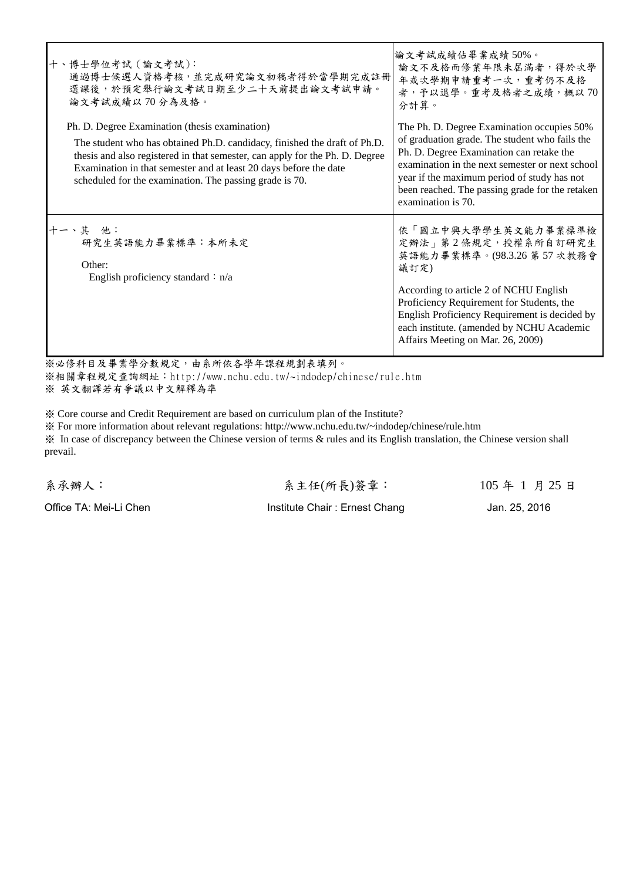| 十、博士學位考試（論文考試）：<br>通過博士候選人資格考核，並完成研究論文初稿者得於當學期完成註冊選課後，於預定舉行論文考試日期至少二十天前提出論文考試申請。<br>論文考試成績以 70 分為及格。<br><br>Ph. D. Degree Examination (thesis examination)<br>The student who has obtained Ph.D. candidacy, finished the draft of Ph.D. thesis and also registered in that semester, can apply for the Ph. D. Degree Examination in that semester and at least 20 days before the date scheduled for the examination. The passing grade is 70. | 論文考試成績佔畢業成績 50%。<br>論文不及格而修業年限未屆滿者，得於次學年或次學期申請重考一次，重考仍不及格者，予以退學。重考及格者之成績，概以 70 分計算。<br><br>The Ph. D. Degree Examination occupies 50% of graduation grade. The student who fails the Ph. D. Degree Examination can retake the examination in the next semester or next school year if the maximum period of study has not been reached. The passing grade for the retaken examination is 70. |
|---|---|
| 十一、其　他：<br>研究生英語能力畢業標準：本所未定<br><br>Other:<br>English proficiency standard：n/a | 依「國立中興大學學生英文能力畢業標準檢定辦法」第 2 條規定，授權系所自訂研究生英語能力畢業標準。(98.3.26 第 57 次教務會議訂定)<br><br>According to article 2 of NCHU English Proficiency Requirement for Students, the English Proficiency Requirement is decided by each institute. (amended by NCHU Academic Affairs Meeting on Mar. 26, 2009) |

※必修科目及畢業學分數規定，由系所依各學年課程規劃表填列。
※相關章程規定查詢網址：http://www.nchu.edu.tw/~indodep/chinese/rule.htm
※ 英文翻譯若有爭議以中文解釋為準

※ Core course and Credit Requirement are based on curriculum plan of the Institute?
※ For more information about relevant regulations: http://www.nchu.edu.tw/~indodep/chinese/rule.htm
※ In case of discrepancy between the Chinese version of terms & rules and its English translation, the Chinese version shall prevail.

系承辦人：　　　　　　　　　系主任(所長)簽章：　　　　　　　105 年 1 月 25 日

Office TA: Mei-Li Chen　　　　Institute Chair : Ernest Chang　　　　Jan. 25, 2016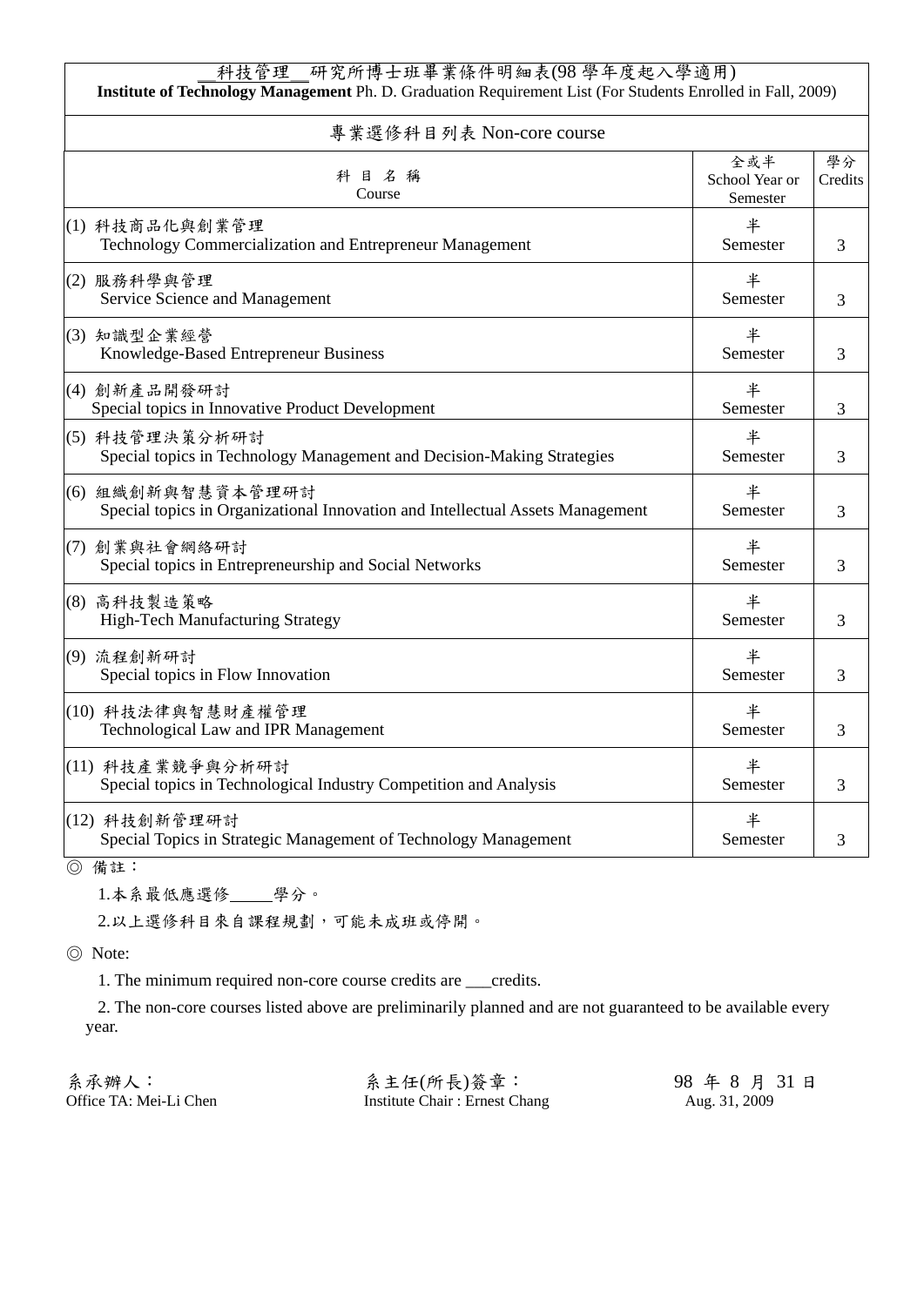# __科技管理__研究所博士班畢業條件明細表(98 學年度起入學適用)

**Institute of Technology Management** Ph. D. Graduation Requirement List (For Students Enrolled in Fall, 2009)

## 專業選修科目列表 Non-core course

| 科 目 名 稱<br>Course | 全或半<br>School Year or Semester | 學分<br>Credits |
|---|---|---|
| (1) 科技商品化與創業管理<br>Technology Commercialization and Entrepreneur Management | 半<br>Semester | 3 |
| (2) 服務科學與管理<br>Service Science and Management | 半<br>Semester | 3 |
| (3) 知識型企業經營<br>Knowledge-Based Entrepreneur Business | 半<br>Semester | 3 |
| (4) 創新產品開發研討<br>Special topics in Innovative Product Development | 半<br>Semester | 3 |
| (5) 科技管理決策分析研討<br>Special topics in Technology Management and Decision-Making Strategies | 半<br>Semester | 3 |
| (6) 組織創新與智慧資本管理研討<br>Special topics in Organizational Innovation and Intellectual Assets Management | 半<br>Semester | 3 |
| (7) 創業與社會網絡研討<br>Special topics in Entrepreneurship and Social Networks | 半<br>Semester | 3 |
| (8) 高科技製造策略<br>High-Tech Manufacturing Strategy | 半<br>Semester | 3 |
| (9) 流程創新研討<br>Special topics in Flow Innovation | 半<br>Semester | 3 |
| (10) 科技法律與智慧財產權管理<br>Technological Law and IPR Management | 半<br>Semester | 3 |
| (11) 科技產業競爭與分析研討<br>Special topics in Technological Industry Competition and Analysis | 半<br>Semester | 3 |
| (12) 科技創新管理研討<br>Special Topics in Strategic Management of Technology Management | 半<br>Semester | 3 |

◎ 備註：

1.本系最低應選修_____學分。

2.以上選修科目來自課程規劃，可能未成班或停開。

◎ Note:

1. The minimum required non-core course credits are ___credits.

2. The non-core courses listed above are preliminarily planned and are not guaranteed to be available every year.

系承辦人：
Office TA: Mei-Li Chen

系主任(所長)簽章：
Institute Chair : Ernest Chang

98 年 8 月 31 日
Aug. 31, 2009